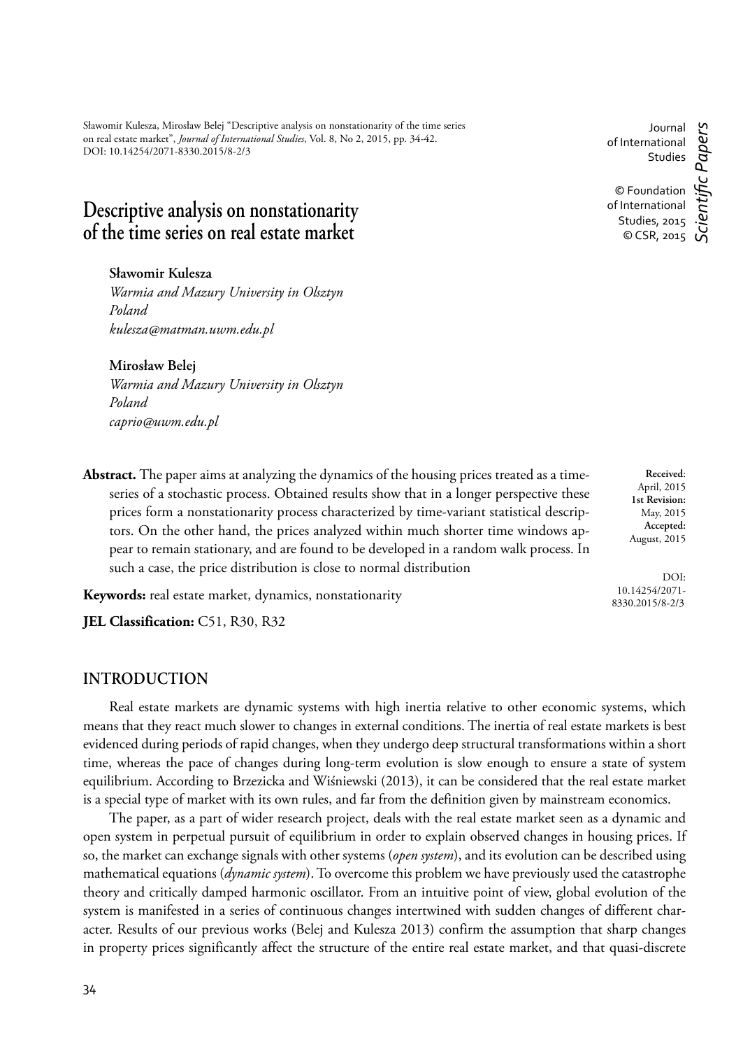Sławomir Kulesza, Mirosław Belej "Descriptive analysis on nonstationarity of the time series on real estate market", *Journal of International Studies*, Vol. 8, No 2, 2015, pp. 34-42. DOI: 10.14254/2071-8330.2015/8-2/3

Journal of International Studies

© Foundation of International Studies, 2015
© CSR, 2015

*Scientific Papers*

# Descriptive analysis on nonstationarity of the time series on real estate market

**Sławomir Kulesza**
*Warmia and Mazury University in Olsztyn*
*Poland*
*kulesza@matman.uwm.edu.pl*

**Mirosław Belej**
*Warmia and Mazury University in Olsztyn*
*Poland*
*caprio@uwm.edu.pl*

**Abstract.** The paper aims at analyzing the dynamics of the housing prices treated as a time-series of a stochastic process. Obtained results show that in a longer perspective these prices form a nonstationarity process characterized by time-variant statistical descriptors. On the other hand, the prices analyzed within much shorter time windows appear to remain stationary, and are found to be developed in a random walk process. In such a case, the price distribution is close to normal distribution

**Received**: April, 2015
**1st Revision:** May, 2015
**Accepted:** August, 2015

DOI: 10.14254/2071-8330.2015/8-2/3

**Keywords:** real estate market, dynamics, nonstationarity

**JEL Classification:** C51, R30, R32

## INTRODUCTION

Real estate markets are dynamic systems with high inertia relative to other economic systems, which means that they react much slower to changes in external conditions. The inertia of real estate markets is best evidenced during periods of rapid changes, when they undergo deep structural transformations within a short time, whereas the pace of changes during long-term evolution is slow enough to ensure a state of system equilibrium. According to Brzezicka and Wiśniewski (2013), it can be considered that the real estate market is a special type of market with its own rules, and far from the definition given by mainstream economics.

The paper, as a part of wider research project, deals with the real estate market seen as a dynamic and open system in perpetual pursuit of equilibrium in order to explain observed changes in housing prices. If so, the market can exchange signals with other systems (*open system*), and its evolution can be described using mathematical equations (*dynamic system*). To overcome this problem we have previously used the catastrophe theory and critically damped harmonic oscillator. From an intuitive point of view, global evolution of the system is manifested in a series of continuous changes intertwined with sudden changes of different character. Results of our previous works (Belej and Kulesza 2013) confirm the assumption that sharp changes in property prices significantly affect the structure of the entire real estate market, and that quasi-discrete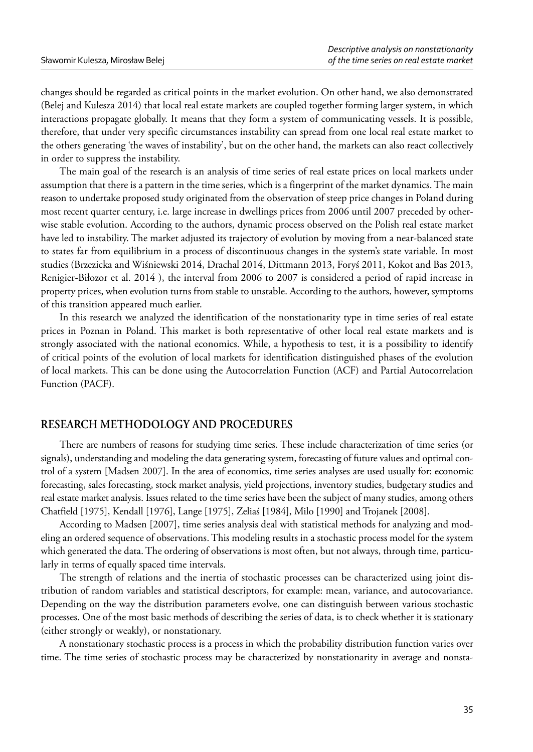changes should be regarded as critical points in the market evolution. On other hand, we also demonstrated (Belej and Kulesza 2014) that local real estate markets are coupled together forming larger system, in which interactions propagate globally. It means that they form a system of communicating vessels. It is possible, therefore, that under very specific circumstances instability can spread from one local real estate market to the others generating 'the waves of instability', but on the other hand, the markets can also react collectively in order to suppress the instability.

The main goal of the research is an analysis of time series of real estate prices on local markets under assumption that there is a pattern in the time series, which is a fingerprint of the market dynamics. The main reason to undertake proposed study originated from the observation of steep price changes in Poland during most recent quarter century, i.e. large increase in dwellings prices from 2006 until 2007 preceded by otherwise stable evolution. According to the authors, dynamic process observed on the Polish real estate market have led to instability. The market adjusted its trajectory of evolution by moving from a near-balanced state to states far from equilibrium in a process of discontinuous changes in the system's state variable. In most studies (Brzezicka and Wiśniewski 2014, Drachal 2014, Dittmann 2013, Foryś 2011, Kokot and Bas 2013, Renigier-Biłozor et al. 2014 ), the interval from 2006 to 2007 is considered a period of rapid increase in property prices, when evolution turns from stable to unstable. According to the authors, however, symptoms of this transition appeared much earlier.

In this research we analyzed the identification of the nonstationarity type in time series of real estate prices in Poznan in Poland. This market is both representative of other local real estate markets and is strongly associated with the national economics. While, a hypothesis to test, it is a possibility to identify of critical points of the evolution of local markets for identification distinguished phases of the evolution of local markets. This can be done using the Autocorrelation Function (ACF) and Partial Autocorrelation Function (PACF).

## RESEARCH METHODOLOGY AND PROCEDURES

There are numbers of reasons for studying time series. These include characterization of time series (or signals), understanding and modeling the data generating system, forecasting of future values and optimal control of a system [Madsen 2007]. In the area of economics, time series analyses are used usually for: economic forecasting, sales forecasting, stock market analysis, yield projections, inventory studies, budgetary studies and real estate market analysis. Issues related to the time series have been the subject of many studies, among others Chatfield [1975], Kendall [1976], Lange [1975], Zeliaś [1984], Milo [1990] and Trojanek [2008].

According to Madsen [2007], time series analysis deal with statistical methods for analyzing and modeling an ordered sequence of observations. This modeling results in a stochastic process model for the system which generated the data. The ordering of observations is most often, but not always, through time, particularly in terms of equally spaced time intervals.

The strength of relations and the inertia of stochastic processes can be characterized using joint distribution of random variables and statistical descriptors, for example: mean, variance, and autocovariance. Depending on the way the distribution parameters evolve, one can distinguish between various stochastic processes. One of the most basic methods of describing the series of data, is to check whether it is stationary (either strongly or weakly), or nonstationary.

A nonstationary stochastic process is a process in which the probability distribution function varies over time. The time series of stochastic process may be characterized by nonstationarity in average and nonsta-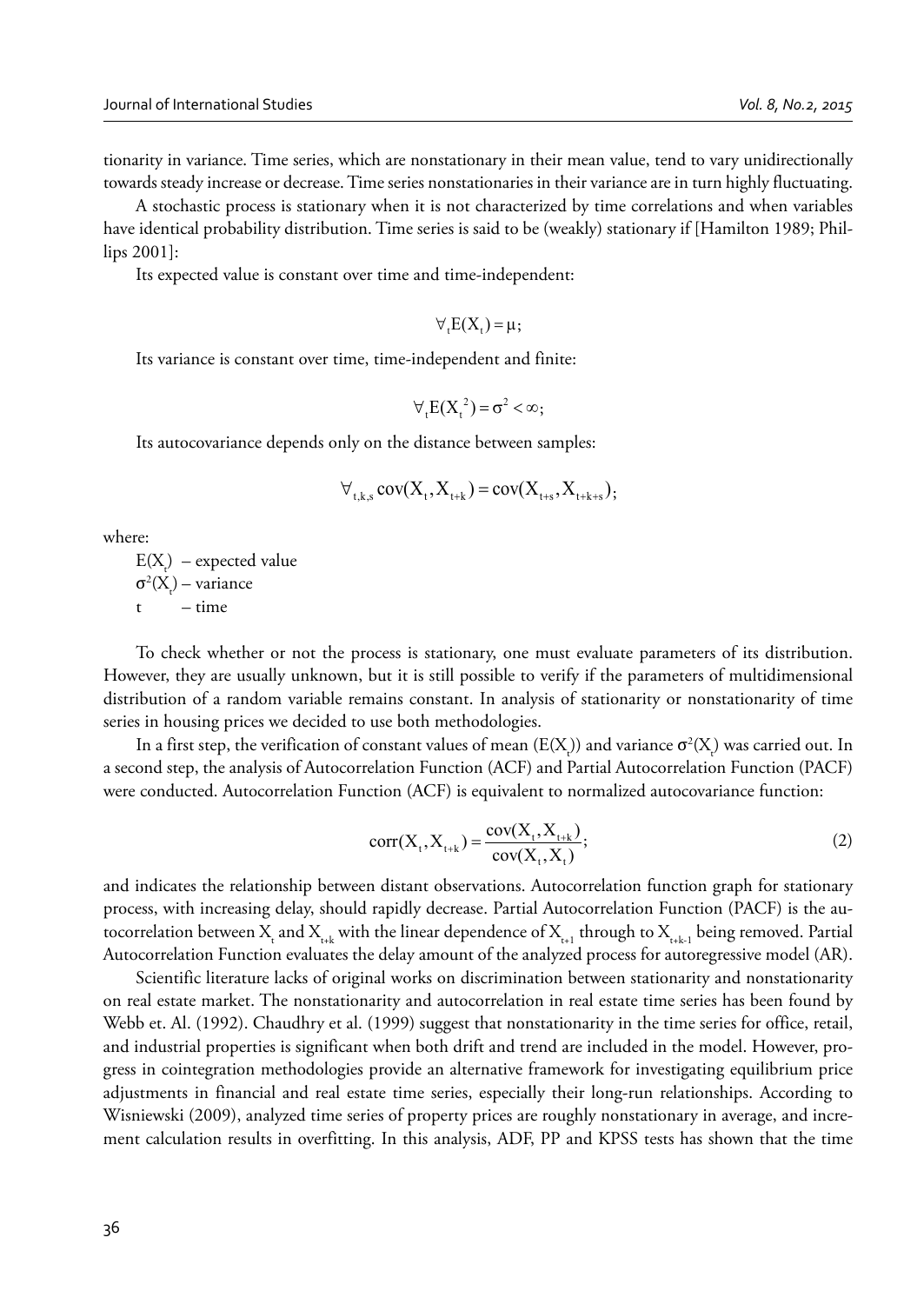tionarity in variance. Time series, which are nonstationary in their mean value, tend to vary unidirectionally towards steady increase or decrease. Time series nonstationaries in their variance are in turn highly fluctuating.

A stochastic process is stationary when it is not characterized by time correlations and when variables have identical probability distribution. Time series is said to be (weakly) stationary if [Hamilton 1989; Phillips 2001]:

Its expected value is constant over time and time-independent:

$$\forall_t E(X_t) = \mu;$$

Its variance is constant over time, time-independent and finite:

$$\forall_t E(X_t^2) = \sigma^2 < \infty;$$

Its autocovariance depends only on the distance between samples:

$$\forall_{t,k,s} \operatorname{cov}(X_t, X_{t+k}) = \operatorname{cov}(X_{t+s}, X_{t+k+s});$$

where:

$E(X_t)$ – expected value
$\sigma^2(X_t)$ – variance
$t$ – time

To check whether or not the process is stationary, one must evaluate parameters of its distribution. However, they are usually unknown, but it is still possible to verify if the parameters of multidimensional distribution of a random variable remains constant. In analysis of stationarity or nonstationarity of time series in housing prices we decided to use both methodologies.

In a first step, the verification of constant values of mean ($E(X_t)$) and variance $\sigma^2(X_t)$ was carried out. In a second step, the analysis of Autocorrelation Function (ACF) and Partial Autocorrelation Function (PACF) were conducted. Autocorrelation Function (ACF) is equivalent to normalized autocovariance function:

$$\operatorname{corr}(X_t, X_{t+k}) = \frac{\operatorname{cov}(X_t, X_{t+k})}{\operatorname{cov}(X_t, X_t)}; \tag{2}$$

and indicates the relationship between distant observations. Autocorrelation function graph for stationary process, with increasing delay, should rapidly decrease. Partial Autocorrelation Function (PACF) is the autocorrelation between $X_t$ and $X_{t+k}$ with the linear dependence of $X_{t+1}$ through to $X_{t+k-1}$ being removed. Partial Autocorrelation Function evaluates the delay amount of the analyzed process for autoregressive model (AR).

Scientific literature lacks of original works on discrimination between stationarity and nonstationarity on real estate market. The nonstationarity and autocorrelation in real estate time series has been found by Webb et. Al. (1992). Chaudhry et al. (1999) suggest that nonstationarity in the time series for office, retail, and industrial properties is significant when both drift and trend are included in the model. However, progress in cointegration methodologies provide an alternative framework for investigating equilibrium price adjustments in financial and real estate time series, especially their long-run relationships. According to Wisniewski (2009), analyzed time series of property prices are roughly nonstationary in average, and increment calculation results in overfitting. In this analysis, ADF, PP and KPSS tests has shown that the time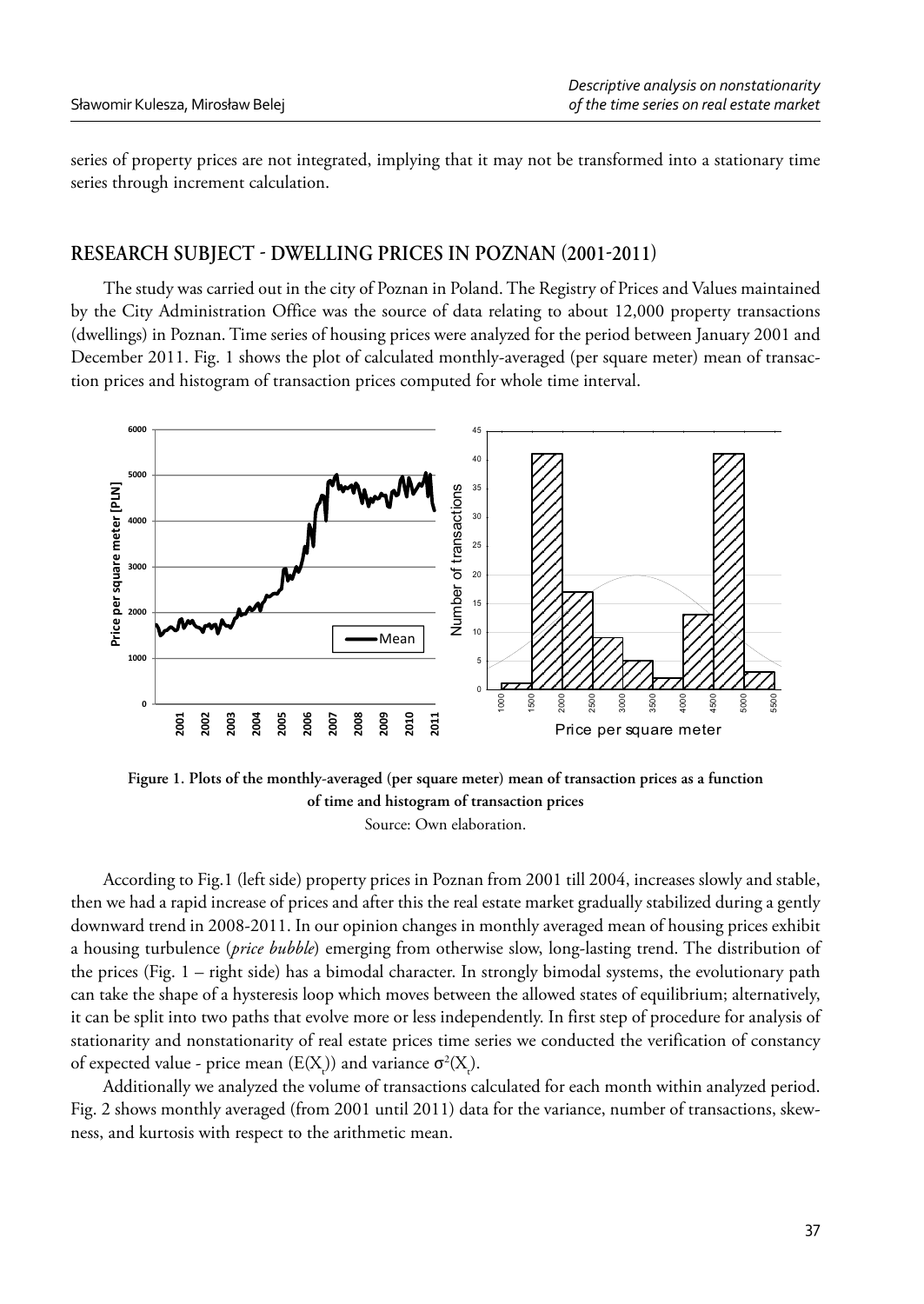series of property prices are not integrated, implying that it may not be transformed into a stationary time series through increment calculation.

## RESEARCH SUBJECT - DWELLING PRICES IN POZNAN (2001-2011)

The study was carried out in the city of Poznan in Poland. The Registry of Prices and Values maintained by the City Administration Office was the source of data relating to about 12,000 property transactions (dwellings) in Poznan. Time series of housing prices were analyzed for the period between January 2001 and December 2011. Fig. 1 shows the plot of calculated monthly-averaged (per square meter) mean of transaction prices and histogram of transaction prices computed for whole time interval.

**Figure 1. Plots of the monthly-averaged (per square meter) mean of transaction prices as a function of time and histogram of transaction prices**

Source: Own elaboration.

According to Fig.1 (left side) property prices in Poznan from 2001 till 2004, increases slowly and stable, then we had a rapid increase of prices and after this the real estate market gradually stabilized during a gently downward trend in 2008-2011. In our opinion changes in monthly averaged mean of housing prices exhibit a housing turbulence (*price bubble*) emerging from otherwise slow, long-lasting trend. The distribution of the prices (Fig. 1 – right side) has a bimodal character. In strongly bimodal systems, the evolutionary path can take the shape of a hysteresis loop which moves between the allowed states of equilibrium; alternatively, it can be split into two paths that evolve more or less independently. In first step of procedure for analysis of stationarity and nonstationarity of real estate prices time series we conducted the verification of constancy of expected value - price mean ($E(X_t)$) and variance $\sigma^2(X_t)$.

Additionally we analyzed the volume of transactions calculated for each month within analyzed period. Fig. 2 shows monthly averaged (from 2001 until 2011) data for the variance, number of transactions, skewness, and kurtosis with respect to the arithmetic mean.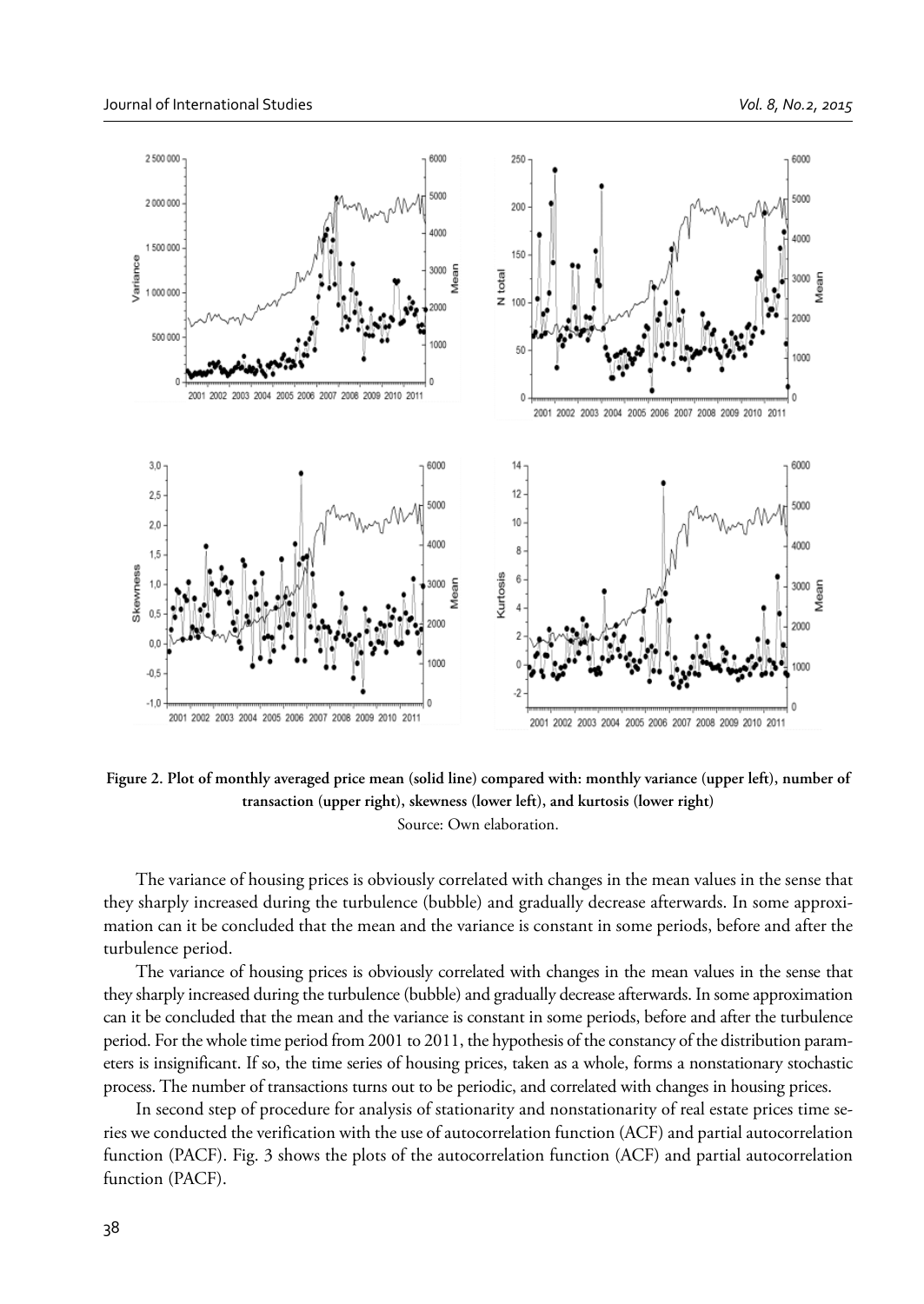**Figure 2. Plot of monthly averaged price mean (solid line) compared with: monthly variance (upper left), number of transaction (upper right), skewness (lower left), and kurtosis (lower right)**

Source: Own elaboration.

The variance of housing prices is obviously correlated with changes in the mean values in the sense that they sharply increased during the turbulence (bubble) and gradually decrease afterwards. In some approximation can it be concluded that the mean and the variance is constant in some periods, before and after the turbulence period.

The variance of housing prices is obviously correlated with changes in the mean values in the sense that they sharply increased during the turbulence (bubble) and gradually decrease afterwards. In some approximation can it be concluded that the mean and the variance is constant in some periods, before and after the turbulence period. For the whole time period from 2001 to 2011, the hypothesis of the constancy of the distribution parameters is insignificant. If so, the time series of housing prices, taken as a whole, forms a nonstationary stochastic process. The number of transactions turns out to be periodic, and correlated with changes in housing prices.

In second step of procedure for analysis of stationarity and nonstationarity of real estate prices time series we conducted the verification with the use of autocorrelation function (ACF) and partial autocorrelation function (PACF). Fig. 3 shows the plots of the autocorrelation function (ACF) and partial autocorrelation function (PACF).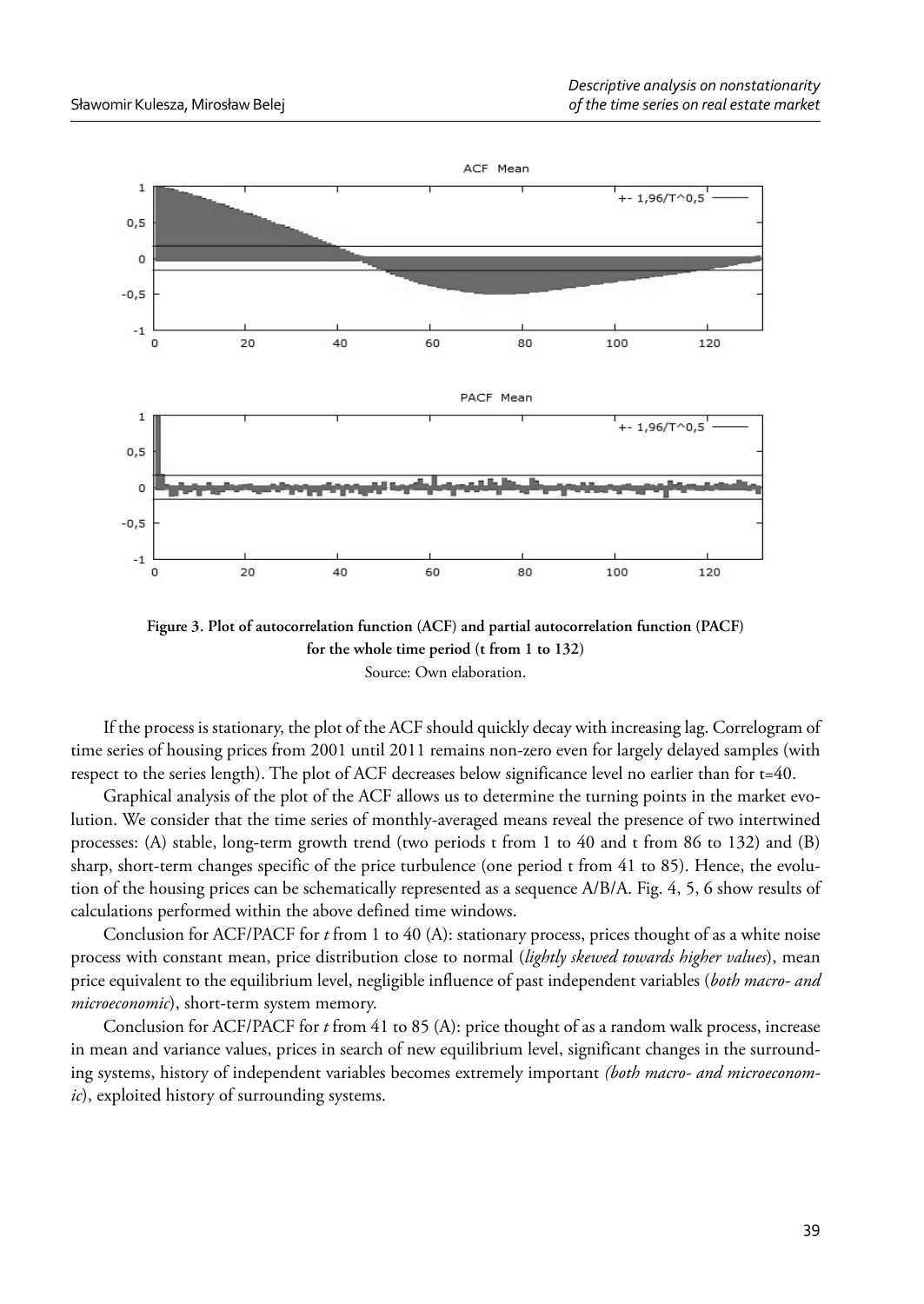**Figure 3. Plot of autocorrelation function (ACF) and partial autocorrelation function (PACF) for the whole time period (t from 1 to 132)**

Source: Own elaboration.

If the process is stationary, the plot of the ACF should quickly decay with increasing lag. Correlogram of time series of housing prices from 2001 until 2011 remains non-zero even for largely delayed samples (with respect to the series length). The plot of ACF decreases below significance level no earlier than for t=40.

Graphical analysis of the plot of the ACF allows us to determine the turning points in the market evolution. We consider that the time series of monthly-averaged means reveal the presence of two intertwined processes: (A) stable, long-term growth trend (two periods t from 1 to 40 and t from 86 to 132) and (B) sharp, short-term changes specific of the price turbulence (one period t from 41 to 85). Hence, the evolution of the housing prices can be schematically represented as a sequence A/B/A. Fig. 4, 5, 6 show results of calculations performed within the above defined time windows.

Conclusion for ACF/PACF for *t* from 1 to 40 (A): stationary process, prices thought of as a white noise process with constant mean, price distribution close to normal (*lightly skewed towards higher values*), mean price equivalent to the equilibrium level, negligible influence of past independent variables (*both macro- and microeconomic*), short-term system memory.

Conclusion for ACF/PACF for *t* from 41 to 85 (A): price thought of as a random walk process, increase in mean and variance values, prices in search of new equilibrium level, significant changes in the surrounding systems, history of independent variables becomes extremely important *(both macro- and microeconomic*), exploited history of surrounding systems.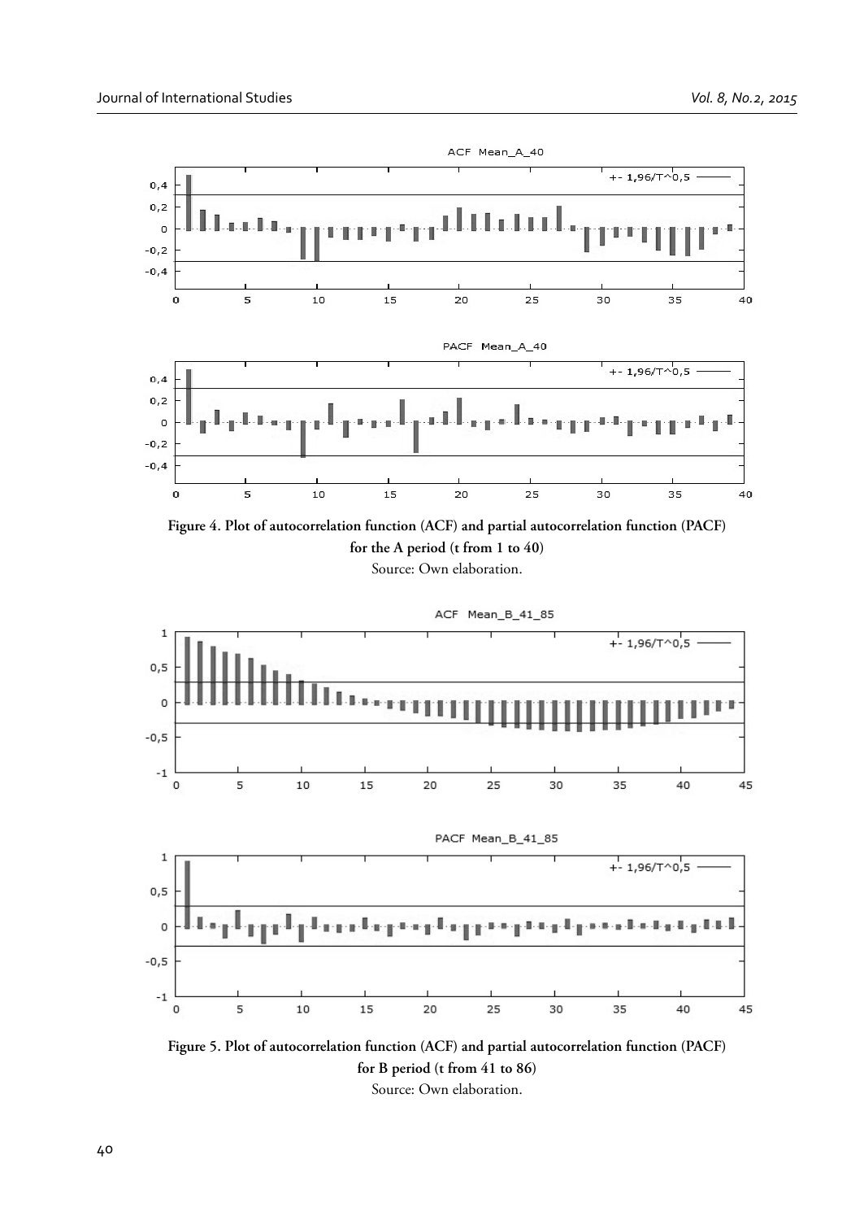**Figure 4. Plot of autocorrelation function (ACF) and partial autocorrelation function (PACF) for the A period (t from 1 to 40)**

Source: Own elaboration.

**Figure 5. Plot of autocorrelation function (ACF) and partial autocorrelation function (PACF) for B period (t from 41 to 86)**

Source: Own elaboration.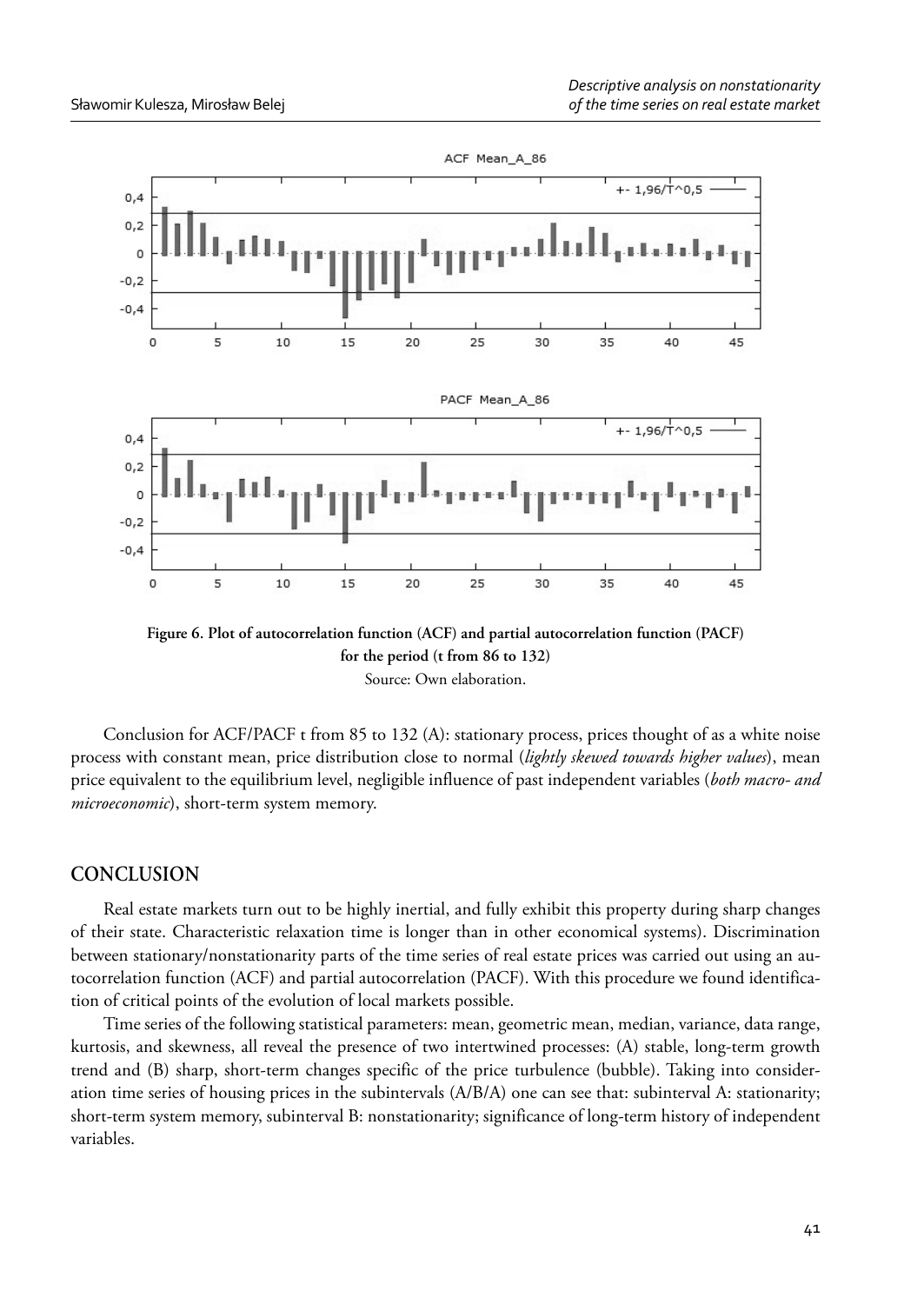**Figure 6. Plot of autocorrelation function (ACF) and partial autocorrelation function (PACF) for the period (t from 86 to 132)**
Source: Own elaboration.

Conclusion for ACF/PACF t from 85 to 132 (A): stationary process, prices thought of as a white noise process with constant mean, price distribution close to normal (*lightly skewed towards higher values*), mean price equivalent to the equilibrium level, negligible influence of past independent variables (*both macro- and microeconomic*), short-term system memory.

## CONCLUSION

Real estate markets turn out to be highly inertial, and fully exhibit this property during sharp changes of their state. Characteristic relaxation time is longer than in other economical systems). Discrimination between stationary/nonstationary parts of the time series of real estate prices was carried out using an autocorrelation function (ACF) and partial autocorrelation (PACF). With this procedure we found identification of critical points of the evolution of local markets possible.

Time series of the following statistical parameters: mean, geometric mean, median, variance, data range, kurtosis, and skewness, all reveal the presence of two intertwined processes: (A) stable, long-term growth trend and (B) sharp, short-term changes specific of the price turbulence (bubble). Taking into consideration time series of housing prices in the subintervals (A/B/A) one can see that: subinterval A: stationarity; short-term system memory, subinterval B: nonstationarity; significance of long-term history of independent variables.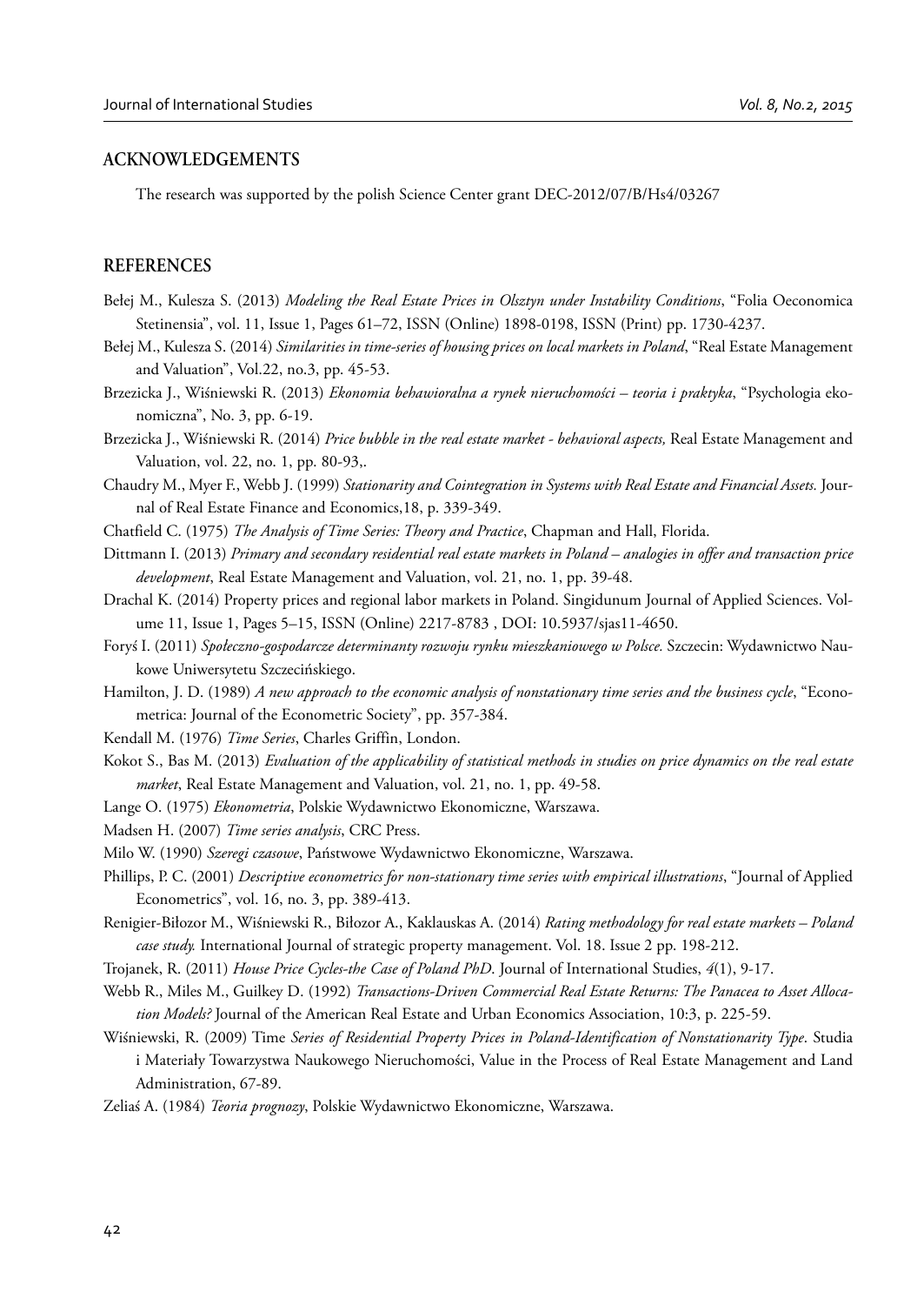## ACKNOWLEDGEMENTS

The research was supported by the polish Science Center grant DEC-2012/07/B/Hs4/03267

## REFERENCES

Bełej M., Kulesza S. (2013) *Modeling the Real Estate Prices in Olsztyn under Instability Conditions*, "Folia Oeconomica Stetinensia", vol. 11, Issue 1, Pages 61–72, ISSN (Online) 1898-0198, ISSN (Print) pp. 1730-4237.

Bełej M., Kulesza S. (2014) *Similarities in time-series of housing prices on local markets in Poland*, "Real Estate Management and Valuation", Vol.22, no.3, pp. 45-53.

Brzezicka J., Wiśniewski R. (2013) *Ekonomia behawioralna a rynek nieruchomości – teoria i praktyka*, "Psychologia ekonomiczna", No. 3, pp. 6-19.

Brzezicka J., Wiśniewski R. (2014) *Price bubble in the real estate market - behavioral aspects,* Real Estate Management and Valuation, vol. 22, no. 1, pp. 80-93,.

Chaudry M., Myer F., Webb J. (1999) *Stationarity and Cointegration in Systems with Real Estate and Financial Assets.* Journal of Real Estate Finance and Economics,18, p. 339-349.

Chatfield C. (1975) *The Analysis of Time Series: Theory and Practice*, Chapman and Hall, Florida.

Dittmann I. (2013) *Primary and secondary residential real estate markets in Poland – analogies in offer and transaction price development*, Real Estate Management and Valuation, vol. 21, no. 1, pp. 39-48.

Drachal K. (2014) Property prices and regional labor markets in Poland. Singidunum Journal of Applied Sciences. Volume 11, Issue 1, Pages 5–15, ISSN (Online) 2217-8783 , DOI: 10.5937/sjas11-4650.

Foryś I. (2011) *Społeczno-gospodarcze determinanty rozwoju rynku mieszkaniowego w Polsce.* Szczecin: Wydawnictwo Naukowe Uniwersytetu Szczecińskiego.

Hamilton, J. D. (1989) *A new approach to the economic analysis of nonstationary time series and the business cycle*, "Econometrica: Journal of the Econometric Society", pp. 357-384.

Kendall M. (1976) *Time Series*, Charles Griffin, London.

Kokot S., Bas M. (2013) *Evaluation of the applicability of statistical methods in studies on price dynamics on the real estate market*, Real Estate Management and Valuation, vol. 21, no. 1, pp. 49-58.

Lange O. (1975) *Ekonometria*, Polskie Wydawnictwo Ekonomiczne, Warszawa.

Madsen H. (2007) *Time series analysis*, CRC Press.

Milo W. (1990) *Szeregi czasowe*, Państwowe Wydawnictwo Ekonomiczne, Warszawa.

Phillips, P. C. (2001) *Descriptive econometrics for non-stationary time series with empirical illustrations*, "Journal of Applied Econometrics", vol. 16, no. 3, pp. 389-413.

Renigier-Biłozor M., Wiśniewski R., Biłozor A., Kaklauskas A. (2014) *Rating methodology for real estate markets – Poland case study.* International Journal of strategic property management. Vol. 18. Issue 2 pp. 198-212.

Trojanek, R. (2011) *House Price Cycles-the Case of Poland PhD*. Journal of International Studies, *4*(1), 9-17.

Webb R., Miles M., Guilkey D. (1992) *Transactions-Driven Commercial Real Estate Returns: The Panacea to Asset Allocation Models?* Journal of the American Real Estate and Urban Economics Association, 10:3, p. 225-59.

Wiśniewski, R. (2009) Time *Series of Residential Property Prices in Poland-Identification of Nonstationarity Type*. Studia i Materiały Towarzystwa Naukowego Nieruchomości, Value in the Process of Real Estate Management and Land Administration, 67-89.

Zeliaś A. (1984) *Teoria prognozy*, Polskie Wydawnictwo Ekonomiczne, Warszawa.